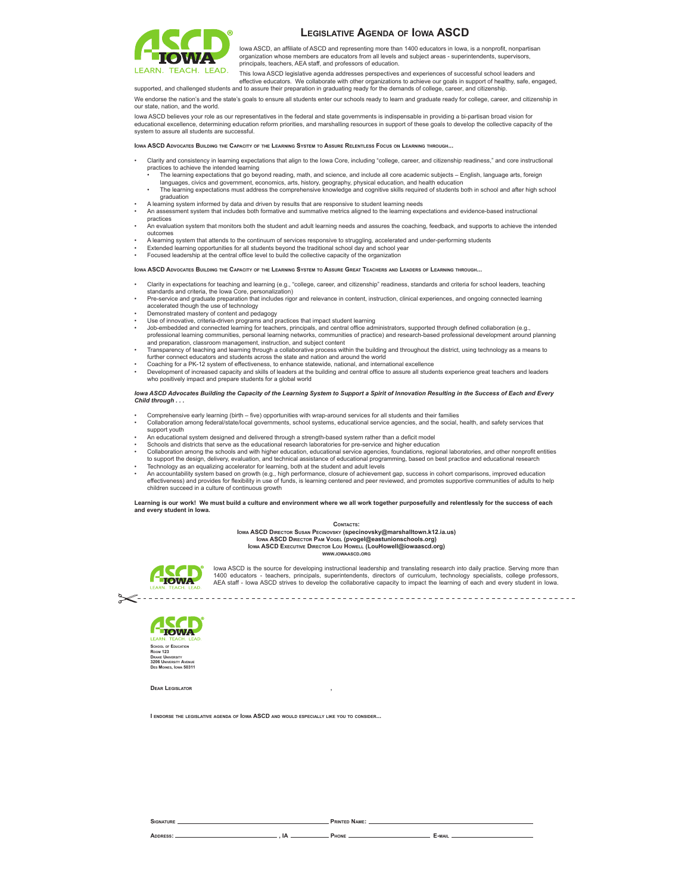# Legislative Agenda of Iowa ASCD

Iowa ASCD, an affiliate of ASCD and representing more than 1400 educators in Iowa, is a nonprofit, nonpartisan organization whose members are educators from all levels and subject areas - superintendents, supervisors, principals, teachers, AEA staff, and professors of education.

This Iowa ASCD legislative agenda addresses perspectives and experiences of successful school leaders and effective educators. We collaborate with other organizations to achieve our goals in support of healthy, safe, engaged, supported, and challenged students and to assure their preparation in graduating ready for the demands of college, career, and citizenship.

We endorse the nation's and the state's goals to ensure all students enter our schools ready to learn and graduate ready for college, career, and citizenship in our state, nation, and the world.

Iowa ASCD believes your role as our representatives in the federal and state governments is indispensable in providing a bi-partisan broad vision for educational excellence, determining education reform priorities, and marshalling resources in support of these goals to develop the collective capacity of the system to assure all students are successful.

**Iowa ASCD Advocates Building the Capacity of the Learning System to Assure Relentless Focus on Learning through...**

- Clarity and consistency in learning expectations that align to the Iowa Core, including "college, career, and citizenship readiness," and core instructional practices to achieve the intended learning
  - The learning expectations that go beyond reading, math, and science, and include all core academic subjects – English, language arts, foreign languages, civics and government, economics, arts, history, geography, physical education, and health education
  - The learning expectations must address the comprehensive knowledge and cognitive skills required of students both in school and after high school graduation
- A learning system informed by data and driven by results that are responsive to student learning needs
- An assessment system that includes both formative and summative metrics aligned to the learning expectations and evidence-based instructional practices
- An evaluation system that monitors both the student and adult learning needs and assures the coaching, feedback, and supports to achieve the intended outcomes
- A learning system that attends to the continuum of services responsive to struggling, accelerated and under-performing students
- Extended learning opportunities for all students beyond the traditional school day and school year
- Focused leadership at the central office level to build the collective capacity of the organization

**Iowa ASCD Advocates Building the Capacity of the Learning System to Assure Great Teachers and Leaders of Learning through...**

- Clarity in expectations for teaching and learning (e.g., "college, career, and citizenship" readiness, standards and criteria for school leaders, teaching standards and criteria, the Iowa Core, personalization)
- Pre-service and graduate preparation that includes rigor and relevance in content, instruction, clinical experiences, and ongoing connected learning accelerated though the use of technology
- Demonstrated mastery of content and pedagogy
- Use of innovative, criteria-driven programs and practices that impact student learning
- Job-embedded and connected learning for teachers, principals, and central office administrators, supported through defined collaboration (e.g., professional learning communities, personal learning networks, communities of practice) and research-based professional development around planning and preparation, classroom management, instruction, and subject content
- Transparency of teaching and learning through a collaborative process within the building and throughout the district, using technology as a means to further connect educators and students across the state and nation and around the world
- Coaching for a PK-12 system of effectiveness, to enhance statewide, national, and international excellence
- Development of increased capacity and skills of leaders at the building and central office to assure all students experience great teachers and leaders who positively impact and prepare students for a global world

***Iowa ASCD Advocates Building the Capacity of the Learning System to Support a Spirit of Innovation Resulting in the Success of Each and Every Child through . . .***

- Comprehensive early learning (birth – five) opportunities with wrap-around services for all students and their families
- Collaboration among federal/state/local governments, school systems, educational service agencies, and the social, health, and safety services that support youth
- An educational system designed and delivered through a strength-based system rather than a deficit model
- Schools and districts that serve as the educational research laboratories for pre-service and higher education
- Collaboration among the schools and with higher education, educational service agencies, foundations, regional laboratories, and other nonprofit entities to support the design, delivery, evaluation, and technical assistance of educational programming, based on best practice and educational research
- Technology as an equalizing accelerator for learning, both at the student and adult levels
- An accountability system based on growth (e.g., high performance, closure of achievement gap, success in cohort comparisons, improved education effectiveness) and provides for flexibility in use of funds, is learning centered and peer reviewed, and promotes supportive communities of adults to help children succeed in a culture of continuous growth

**Learning is our work! We must build a culture and environment where we all work together purposefully and relentlessly for the success of each and every student in Iowa.**

**Contacts:**
**Iowa ASCD Director Susan Pecinovsky (specinovsky@marshalltown.k12.ia.us)**
**Iowa ASCD Director Pam Vogel (pvogel@eastunionschools.org)**
**Iowa ASCD Executive Director Lou Howell (LouHowell@iowaascd.org)**
**www.iowaascd.org**

Iowa ASCD is the source for developing instructional leadership and translating research into daily practice. Serving more than 1400 educators - teachers, principals, superintendents, directors of curriculum, technology specialists, college professors, AEA staff - Iowa ASCD strives to develop the collaborative capacity to impact the learning of each and every student in Iowa.

---

**School of Education**
**Room 123**
**Drake University**
**3206 University Avenue**
**Des Moines, Iowa 50311**

**Dear Legislator** ________________________,

**I endorse the legislative agenda of Iowa ASCD and would especially like you to consider...**

**Signature** ________________________ **Printed Name:** ________________________

**Address:** ________________________ , **IA** __________ **Phone** ________________ **E-mail** ________________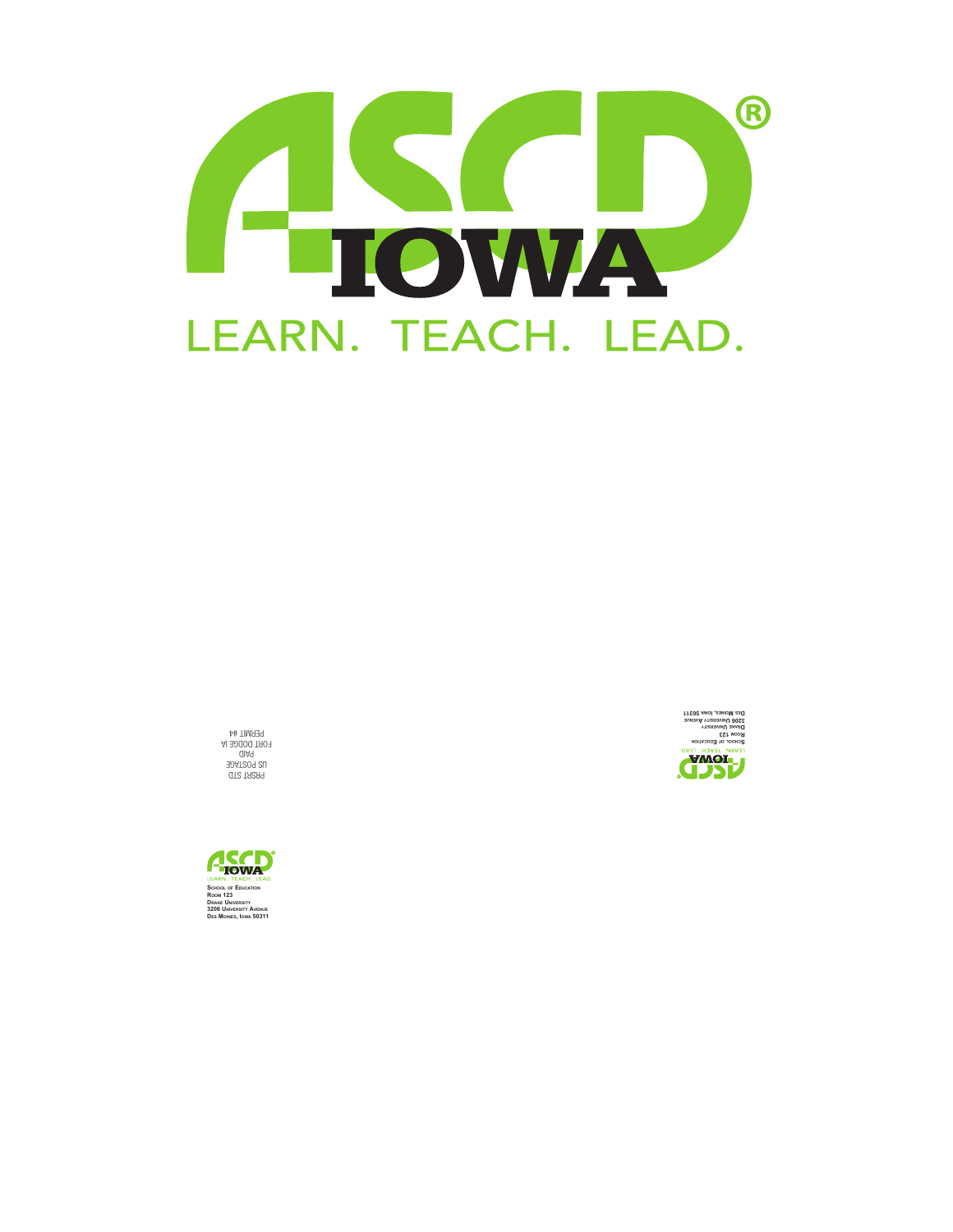# ASCD® IOWA

LEARN. TEACH. LEAD.

PRSRT STD
US POSTAGE
PAID
FORT DODGE IA
PERMIT #4

ASCD IOWA
LEARN. TEACH. LEAD.
School of Education
Room 123
Drake University
3206 University Avenue
Des Moines, Iowa 50311

ASCD IOWA
LEARN. TEACH. LEAD.
School of Education
Room 123
Drake University
3206 University Avenue
Des Moines, Iowa 50311